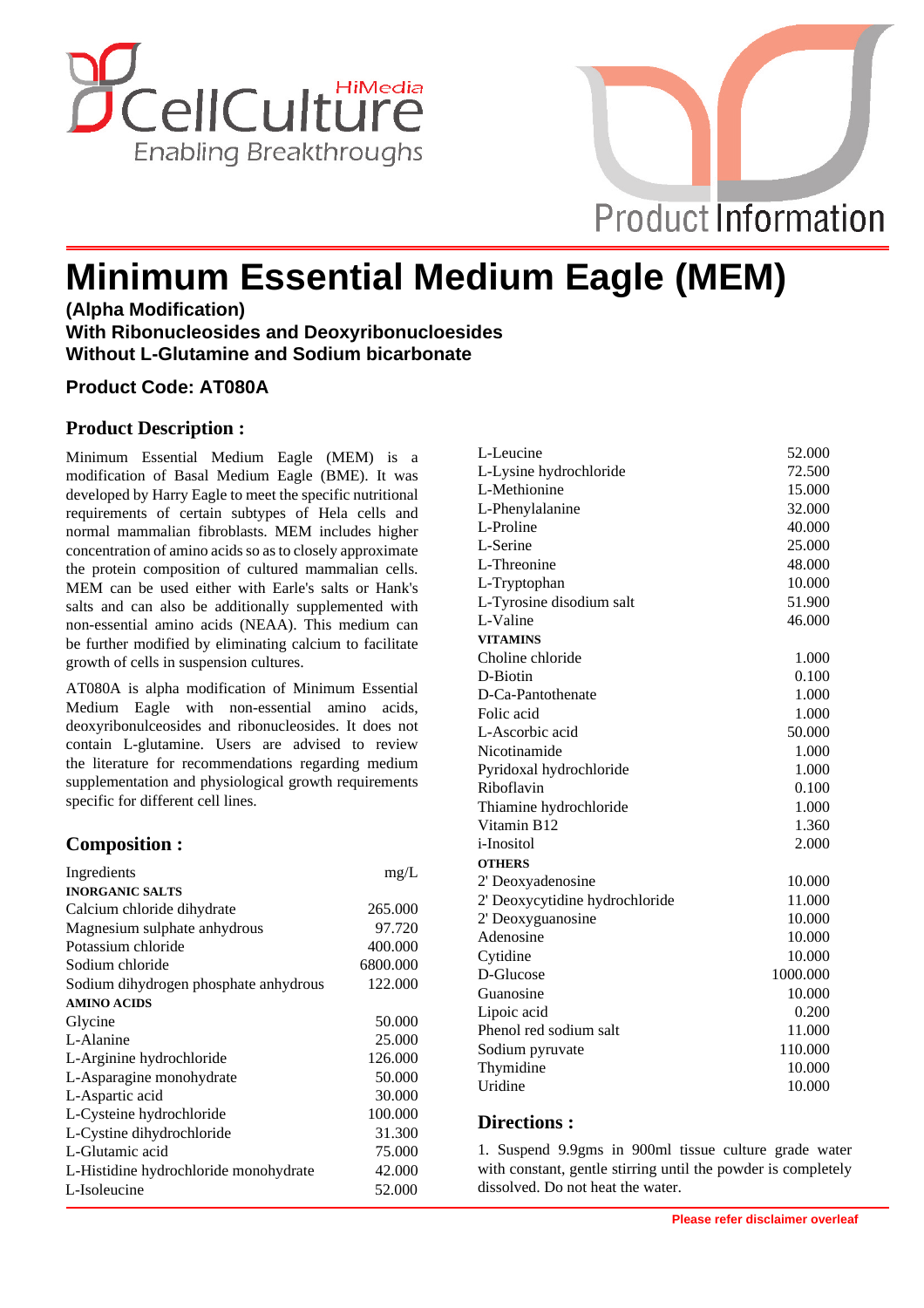HiMedia CellCulture
Enabling Breakthroughs

Product Information

# Minimum Essential Medium Eagle (MEM)

**(Alpha Modification)**
**With Ribonucleosides and Deoxyribonucloesides**
**Without L-Glutamine and Sodium bicarbonate**

**Product Code: AT080A**

## Product Description :

Minimum Essential Medium Eagle (MEM) is a modification of Basal Medium Eagle (BME). It was developed by Harry Eagle to meet the specific nutritional requirements of certain subtypes of Hela cells and normal mammalian fibroblasts. MEM includes higher concentration of amino acids so as to closely approximate the protein composition of cultured mammalian cells. MEM can be used either with Earle's salts or Hank's salts and can also be additionally supplemented with non-essential amino acids (NEAA). This medium can be further modified by eliminating calcium to facilitate growth of cells in suspension cultures.

AT080A is alpha modification of Minimum Essential Medium Eagle with non-essential amino acids, deoxyribonulceosides and ribonucleosides. It does not contain L-glutamine. Users are advised to review the literature for recommendations regarding medium supplementation and physiological growth requirements specific for different cell lines.

## Composition :

| Ingredients | mg/L |
|---|---|
| **INORGANIC SALTS** | |
| Calcium chloride dihydrate | 265.000 |
| Magnesium sulphate anhydrous | 97.720 |
| Potassium chloride | 400.000 |
| Sodium chloride | 6800.000 |
| Sodium dihydrogen phosphate anhydrous | 122.000 |
| **AMINO ACIDS** | |
| Glycine | 50.000 |
| L-Alanine | 25.000 |
| L-Arginine hydrochloride | 126.000 |
| L-Asparagine monohydrate | 50.000 |
| L-Aspartic acid | 30.000 |
| L-Cysteine hydrochloride | 100.000 |
| L-Cystine dihydrochloride | 31.300 |
| L-Glutamic acid | 75.000 |
| L-Histidine hydrochloride monohydrate | 42.000 |
| L-Isoleucine | 52.000 |
| L-Leucine | 52.000 |
| L-Lysine hydrochloride | 72.500 |
| L-Methionine | 15.000 |
| L-Phenylalanine | 32.000 |
| L-Proline | 40.000 |
| L-Serine | 25.000 |
| L-Threonine | 48.000 |
| L-Tryptophan | 10.000 |
| L-Tyrosine disodium salt | 51.900 |
| L-Valine | 46.000 |
| **VITAMINS** | |
| Choline chloride | 1.000 |
| D-Biotin | 0.100 |
| D-Ca-Pantothenate | 1.000 |
| Folic acid | 1.000 |
| L-Ascorbic acid | 50.000 |
| Nicotinamide | 1.000 |
| Pyridoxal hydrochloride | 1.000 |
| Riboflavin | 0.100 |
| Thiamine hydrochloride | 1.000 |
| Vitamin B12 | 1.360 |
| i-Inositol | 2.000 |
| **OTHERS** | |
| 2' Deoxyadenosine | 10.000 |
| 2' Deoxycytidine hydrochloride | 11.000 |
| 2' Deoxyguanosine | 10.000 |
| Adenosine | 10.000 |
| Cytidine | 10.000 |
| D-Glucose | 1000.000 |
| Guanosine | 10.000 |
| Lipoic acid | 0.200 |
| Phenol red sodium salt | 11.000 |
| Sodium pyruvate | 110.000 |
| Thymidine | 10.000 |
| Uridine | 10.000 |

## Directions :

1. Suspend 9.9gms in 900ml tissue culture grade water with constant, gentle stirring until the powder is completely dissolved. Do not heat the water.

**Please refer disclaimer overleaf**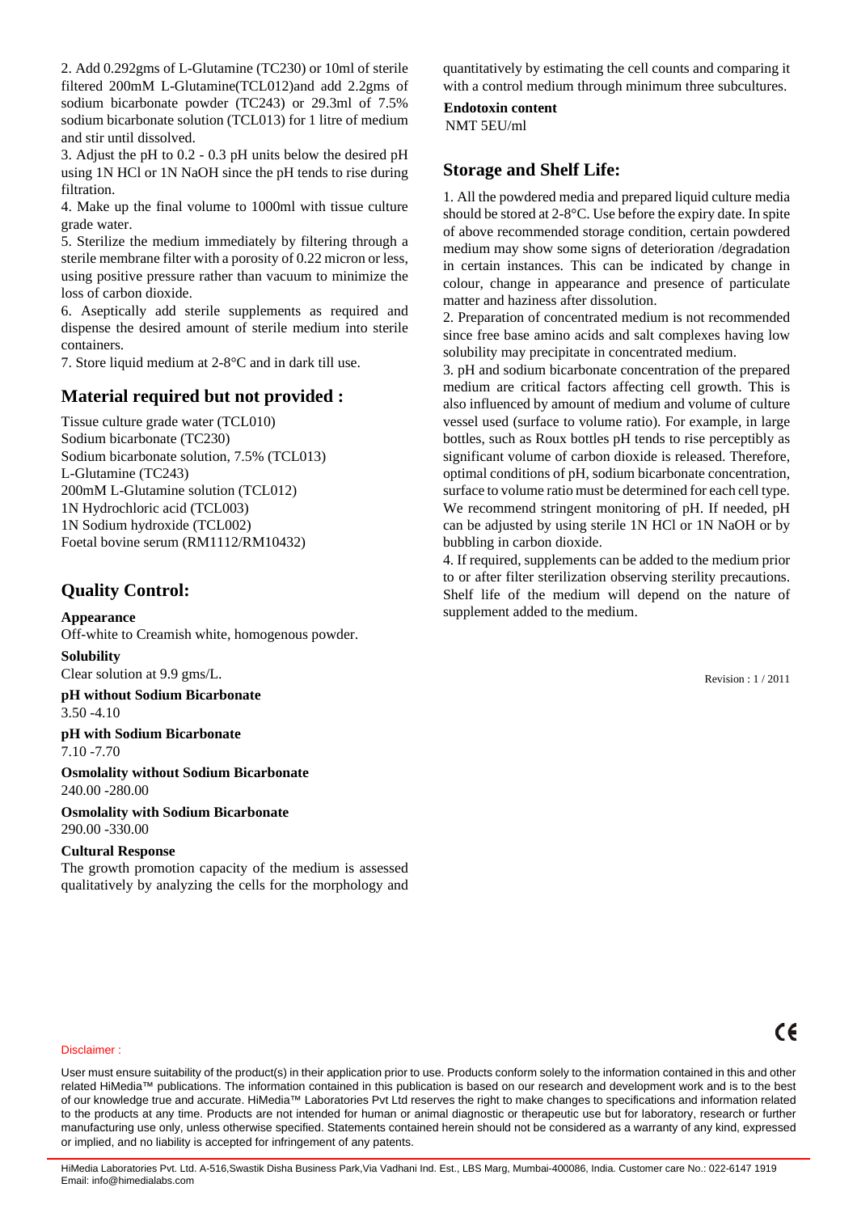2. Add 0.292gms of L-Glutamine (TC230) or 10ml of sterile filtered 200mM L-Glutamine(TCL012)and add 2.2gms of sodium bicarbonate powder (TC243) or 29.3ml of 7.5% sodium bicarbonate solution (TCL013) for 1 litre of medium and stir until dissolved.

3. Adjust the pH to 0.2 - 0.3 pH units below the desired pH using 1N HCl or 1N NaOH since the pH tends to rise during filtration.

4. Make up the final volume to 1000ml with tissue culture grade water.

5. Sterilize the medium immediately by filtering through a sterile membrane filter with a porosity of 0.22 micron or less, using positive pressure rather than vacuum to minimize the loss of carbon dioxide.

6. Aseptically add sterile supplements as required and dispense the desired amount of sterile medium into sterile containers.

7. Store liquid medium at 2-8°C and in dark till use.

## Material required but not provided :

Tissue culture grade water (TCL010)
Sodium bicarbonate (TC230)
Sodium bicarbonate solution, 7.5% (TCL013)
L-Glutamine (TC243)
200mM L-Glutamine solution (TCL012)
1N Hydrochloric acid (TCL003)
1N Sodium hydroxide (TCL002)
Foetal bovine serum (RM1112/RM10432)

## Quality Control:

**Appearance**
Off-white to Creamish white, homogenous powder.

**Solubility**
Clear solution at 9.9 gms/L.

**pH without Sodium Bicarbonate**
3.50 -4.10

**pH with Sodium Bicarbonate**
7.10 -7.70

**Osmolality without Sodium Bicarbonate**
240.00 -280.00

**Osmolality with Sodium Bicarbonate**
290.00 -330.00

**Cultural Response**
The growth promotion capacity of the medium is assessed qualitatively by analyzing the cells for the morphology and quantitatively by estimating the cell counts and comparing it with a control medium through minimum three subcultures.

**Endotoxin content**
NMT 5EU/ml

## Storage and Shelf Life:

1. All the powdered media and prepared liquid culture media should be stored at 2-8°C. Use before the expiry date. In spite of above recommended storage condition, certain powdered medium may show some signs of deterioration /degradation in certain instances. This can be indicated by change in colour, change in appearance and presence of particulate matter and haziness after dissolution.

2. Preparation of concentrated medium is not recommended since free base amino acids and salt complexes having low solubility may precipitate in concentrated medium.

3. pH and sodium bicarbonate concentration of the prepared medium are critical factors affecting cell growth. This is also influenced by amount of medium and volume of culture vessel used (surface to volume ratio). For example, in large bottles, such as Roux bottles pH tends to rise perceptibly as significant volume of carbon dioxide is released. Therefore, optimal conditions of pH, sodium bicarbonate concentration, surface to volume ratio must be determined for each cell type. We recommend stringent monitoring of pH. If needed, pH can be adjusted by using sterile 1N HCl or 1N NaOH or by bubbling in carbon dioxide.

4. If required, supplements can be added to the medium prior to or after filter sterilization observing sterility precautions. Shelf life of the medium will depend on the nature of supplement added to the medium.

Revision : 1 / 2011

Disclaimer :

User must ensure suitability of the product(s) in their application prior to use. Products conform solely to the information contained in this and other related HiMedia™ publications. The information contained in this publication is based on our research and development work and is to the best of our knowledge true and accurate. HiMedia™ Laboratories Pvt Ltd reserves the right to make changes to specifications and information related to the products at any time. Products are not intended for human or animal diagnostic or therapeutic use but for laboratory, research or further manufacturing use only, unless otherwise specified. Statements contained herein should not be considered as a warranty of any kind, expressed or implied, and no liability is accepted for infringement of any patents.

HiMedia Laboratories Pvt. Ltd. A-516,Swastik Disha Business Park,Via Vadhani Ind. Est., LBS Marg, Mumbai-400086, India. Customer care No.: 022-6147 1919 Email: info@himedialabs.com